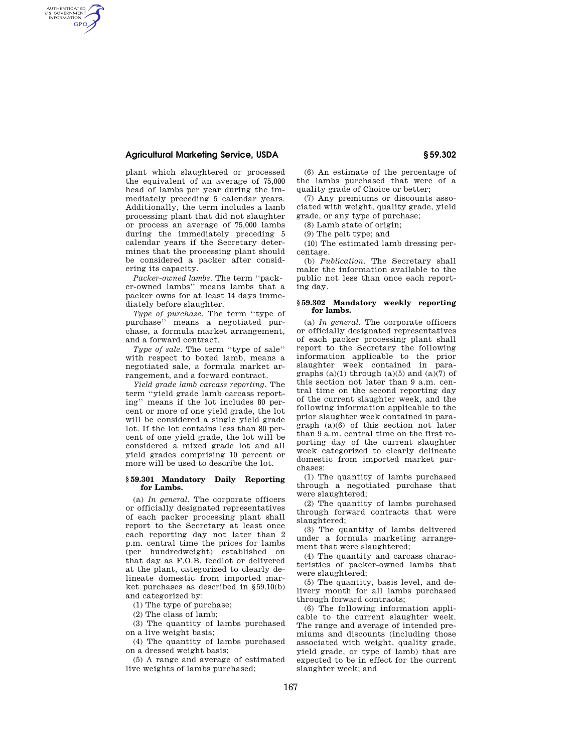plant which slaughtered or processed the equivalent of an average of 75,000 head of lambs per year during the immediately preceding 5 calendar years. Additionally, the term includes a lamb processing plant that did not slaughter or process an average of 75,000 lambs during the immediately preceding 5 calendar years if the Secretary determines that the processing plant should be considered a packer after considering its capacity.

*Packer-owned lambs.* The term "packer-owned lambs" means lambs that a packer owns for at least 14 days immediately before slaughter.

*Type of purchase.* The term "type of purchase" means a negotiated purchase, a formula market arrangement, and a forward contract.

*Type of sale.* The term "type of sale" with respect to boxed lamb, means a negotiated sale, a formula market arrangement, and a forward contract.

*Yield grade lamb carcass reporting.* The term "yield grade lamb carcass reporting" means if the lot includes 80 percent or more of one yield grade, the lot will be considered a single yield grade lot. If the lot contains less than 80 percent of one yield grade, the lot will be considered a mixed grade lot and all yield grades comprising 10 percent or more will be used to describe the lot.

### § 59.301 Mandatory Daily Reporting for Lambs.

(a) *In general.* The corporate officers or officially designated representatives of each packer processing plant shall report to the Secretary at least once each reporting day not later than 2 p.m. central time the prices for lambs (per hundredweight) established on that day as F.O.B. feedlot or delivered at the plant, categorized to clearly delineate domestic from imported market purchases as described in §59.10(b) and categorized by:

(1) The type of purchase;

(2) The class of lamb;

(3) The quantity of lambs purchased on a live weight basis;

(4) The quantity of lambs purchased on a dressed weight basis;

(5) A range and average of estimated live weights of lambs purchased;

(6) An estimate of the percentage of the lambs purchased that were of a quality grade of Choice or better;

(7) Any premiums or discounts associated with weight, quality grade, yield grade, or any type of purchase;

(8) Lamb state of origin;

(9) The pelt type; and

(10) The estimated lamb dressing percentage.

(b) *Publication.* The Secretary shall make the information available to the public not less than once each reporting day.

### § 59.302 Mandatory weekly reporting for lambs.

(a) *In general.* The corporate officers or officially designated representatives of each packer processing plant shall report to the Secretary the following information applicable to the prior slaughter week contained in paragraphs (a)(1) through (a)(5) and (a)(7) of this section not later than 9 a.m. central time on the second reporting day of the current slaughter week, and the following information applicable to the prior slaughter week contained in paragraph (a)(6) of this section not later than 9 a.m. central time on the first reporting day of the current slaughter week categorized to clearly delineate domestic from imported market purchases:

(1) The quantity of lambs purchased through a negotiated purchase that were slaughtered;

(2) The quantity of lambs purchased through forward contracts that were slaughtered;

(3) The quantity of lambs delivered under a formula marketing arrangement that were slaughtered;

(4) The quantity and carcass characteristics of packer-owned lambs that were slaughtered;

(5) The quantity, basis level, and delivery month for all lambs purchased through forward contracts;

(6) The following information applicable to the current slaughter week. The range and average of intended premiums and discounts (including those associated with weight, quality grade, yield grade, or type of lamb) that are expected to be in effect for the current slaughter week; and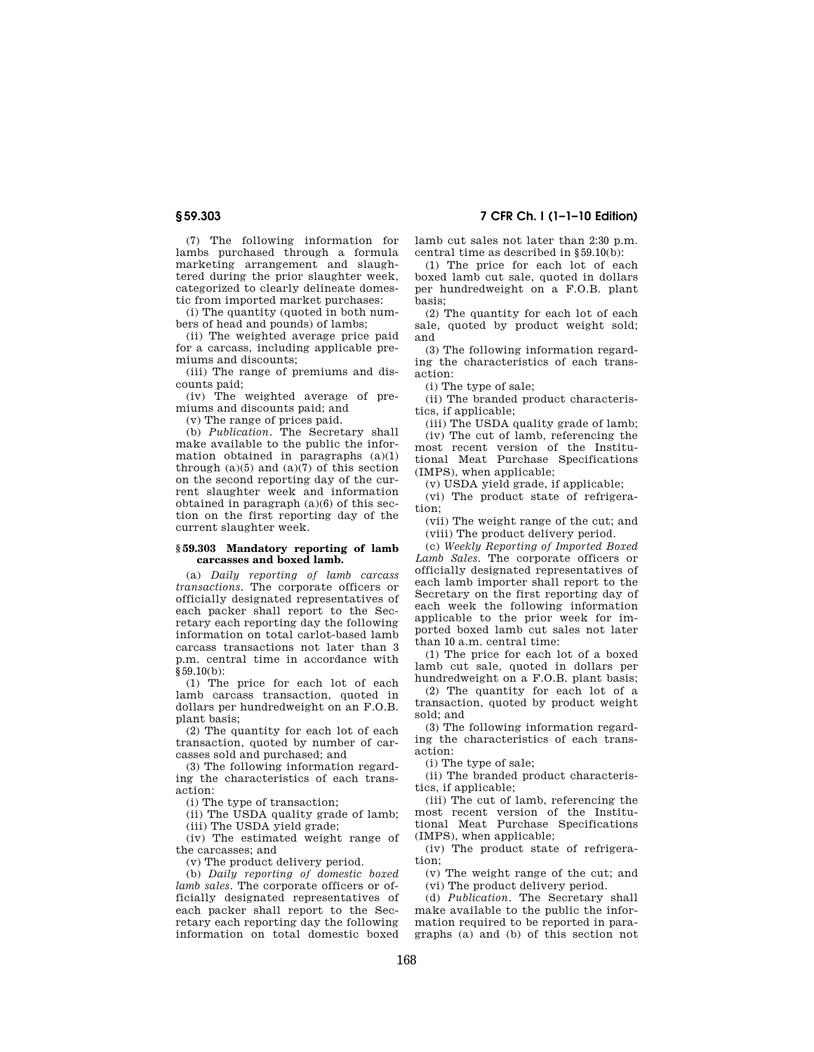(7) The following information for lambs purchased through a formula marketing arrangement and slaughtered during the prior slaughter week, categorized to clearly delineate domestic from imported market purchases:

(i) The quantity (quoted in both numbers of head and pounds) of lambs;

(ii) The weighted average price paid for a carcass, including applicable premiums and discounts;

(iii) The range of premiums and discounts paid;

(iv) The weighted average of premiums and discounts paid; and

(v) The range of prices paid.

(b) *Publication.* The Secretary shall make available to the public the information obtained in paragraphs (a)(1) through (a)(5) and (a)(7) of this section on the second reporting day of the current slaughter week and information obtained in paragraph (a)(6) of this section on the first reporting day of the current slaughter week.

### § 59.303 Mandatory reporting of lamb carcasses and boxed lamb.

(a) *Daily reporting of lamb carcass transactions.* The corporate officers or officially designated representatives of each packer shall report to the Secretary each reporting day the following information on total carlot-based lamb carcass transactions not later than 3 p.m. central time in accordance with § 59.10(b):

(1) The price for each lot of each lamb carcass transaction, quoted in dollars per hundredweight on an F.O.B. plant basis;

(2) The quantity for each lot of each transaction, quoted by number of carcasses sold and purchased; and

(3) The following information regarding the characteristics of each transaction:

(i) The type of transaction;

(ii) The USDA quality grade of lamb;

(iii) The USDA yield grade;

(iv) The estimated weight range of the carcasses; and

(v) The product delivery period.

(b) *Daily reporting of domestic boxed lamb sales.* The corporate officers or officially designated representatives of each packer shall report to the Secretary each reporting day the following information on total domestic boxed lamb cut sales not later than 2:30 p.m. central time as described in § 59.10(b):

(1) The price for each lot of each boxed lamb cut sale, quoted in dollars per hundredweight on a F.O.B. plant basis;

(2) The quantity for each lot of each sale, quoted by product weight sold; and

(3) The following information regarding the characteristics of each transaction:

(i) The type of sale;

(ii) The branded product characteristics, if applicable;

(iii) The USDA quality grade of lamb;

(iv) The cut of lamb, referencing the most recent version of the Institutional Meat Purchase Specifications (IMPS), when applicable;

(v) USDA yield grade, if applicable;

(vi) The product state of refrigeration;

(vii) The weight range of the cut; and

(viii) The product delivery period.

(c) *Weekly Reporting of Imported Boxed Lamb Sales.* The corporate officers or officially designated representatives of each lamb importer shall report to the Secretary on the first reporting day of each week the following information applicable to the prior week for imported boxed lamb cut sales not later than 10 a.m. central time:

(1) The price for each lot of a boxed lamb cut sale, quoted in dollars per hundredweight on a F.O.B. plant basis;

(2) The quantity for each lot of a transaction, quoted by product weight sold; and

(3) The following information regarding the characteristics of each transaction:

(i) The type of sale;

(ii) The branded product characteristics, if applicable;

(iii) The cut of lamb, referencing the most recent version of the Institutional Meat Purchase Specifications (IMPS), when applicable;

(iv) The product state of refrigeration;

(v) The weight range of the cut; and

(vi) The product delivery period.

(d) *Publication.* The Secretary shall make available to the public the information required to be reported in paragraphs (a) and (b) of this section not